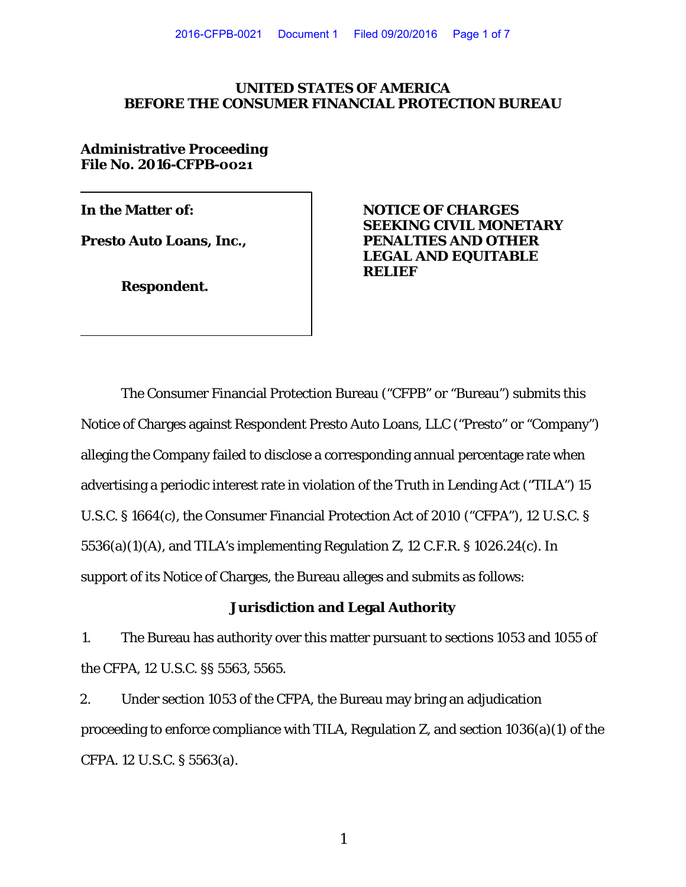**UNITED STATES OF AMERICA**
**BEFORE THE CONSUMER FINANCIAL PROTECTION BUREAU**

**Administrative Proceeding**
**File No. 2016-CFPB-0021**

| | |
|---|---|
| **In the Matter of:**<br><br>**Presto Auto Loans, Inc.,**<br><br>**Respondent.** | **NOTICE OF CHARGES SEEKING CIVIL MONETARY PENALTIES AND OTHER LEGAL AND EQUITABLE RELIEF** |

The Consumer Financial Protection Bureau ("CFPB" or "Bureau") submits this Notice of Charges against Respondent Presto Auto Loans, LLC ("Presto" or "Company") alleging the Company failed to disclose a corresponding annual percentage rate when advertising a periodic interest rate in violation of the Truth in Lending Act ("TILA") 15 U.S.C. § 1664(c), the Consumer Financial Protection Act of 2010 ("CFPA"), 12 U.S.C. § 5536(a)(1)(A), and TILA's implementing Regulation Z, 12 C.F.R. § 1026.24(c). In support of its Notice of Charges, the Bureau alleges and submits as follows:

## Jurisdiction and Legal Authority

1. The Bureau has authority over this matter pursuant to sections 1053 and 1055 of the CFPA, 12 U.S.C. §§ 5563, 5565.

2. Under section 1053 of the CFPA, the Bureau may bring an adjudication proceeding to enforce compliance with TILA, Regulation Z, and section 1036(a)(1) of the CFPA. 12 U.S.C. § 5563(a).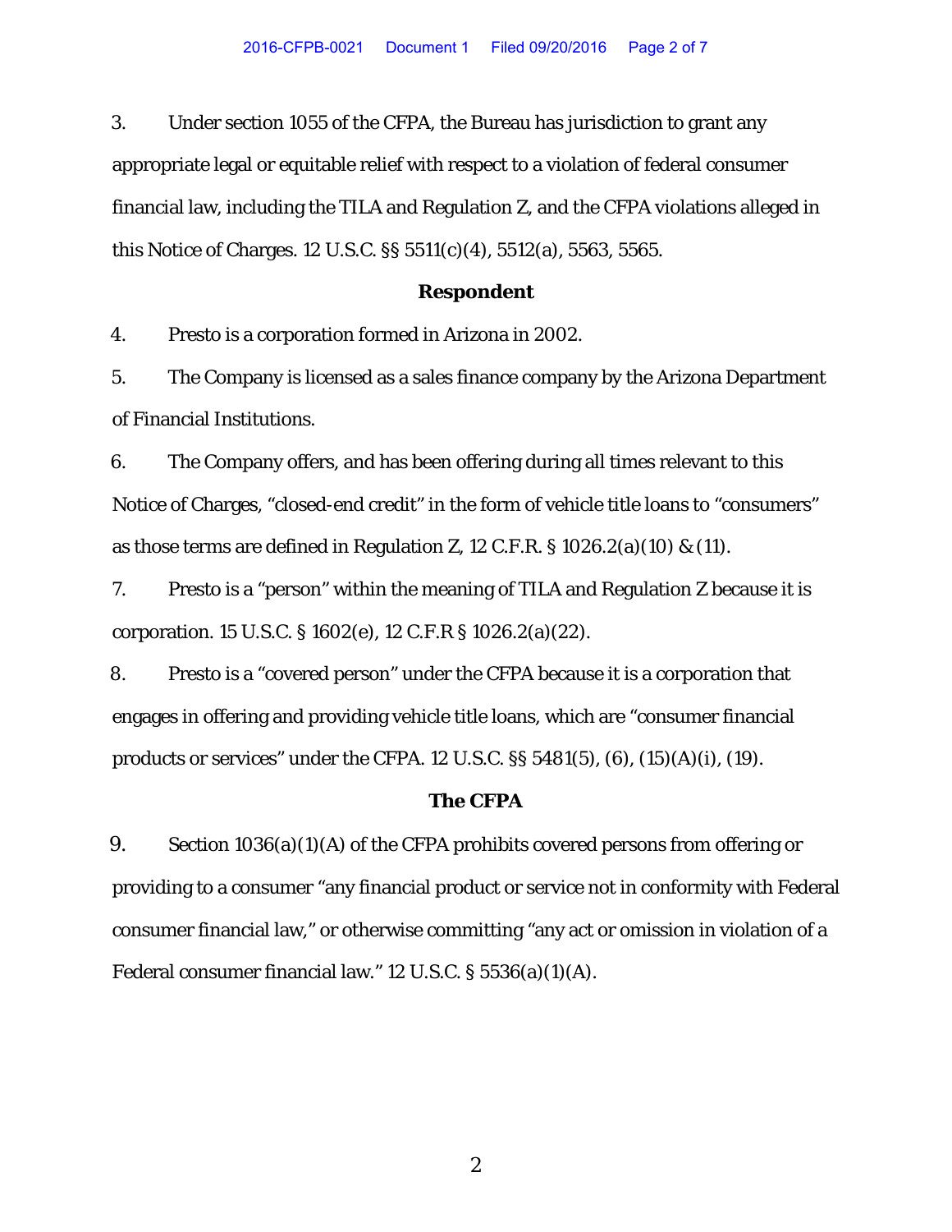3. Under section 1055 of the CFPA, the Bureau has jurisdiction to grant any appropriate legal or equitable relief with respect to a violation of federal consumer financial law, including the TILA and Regulation Z, and the CFPA violations alleged in this Notice of Charges. 12 U.S.C. §§ 5511(c)(4), 5512(a), 5563, 5565.

**Respondent**

4. Presto is a corporation formed in Arizona in 2002.

5. The Company is licensed as a sales finance company by the Arizona Department of Financial Institutions.

6. The Company offers, and has been offering during all times relevant to this Notice of Charges, "closed-end credit" in the form of vehicle title loans to "consumers" as those terms are defined in Regulation Z, 12 C.F.R. § 1026.2(a)(10) & (11).

7. Presto is a "person" within the meaning of TILA and Regulation Z because it is corporation. 15 U.S.C. § 1602(e), 12 C.F.R § 1026.2(a)(22).

8. Presto is a "covered person" under the CFPA because it is a corporation that engages in offering and providing vehicle title loans, which are "consumer financial products or services" under the CFPA. 12 U.S.C. §§ 5481(5), (6), (15)(A)(i), (19).

**The CFPA**

9. Section 1036(a)(1)(A) of the CFPA prohibits covered persons from offering or providing to a consumer "any financial product or service not in conformity with Federal consumer financial law," or otherwise committing "any act or omission in violation of a Federal consumer financial law." 12 U.S.C. § 5536(a)(1)(A).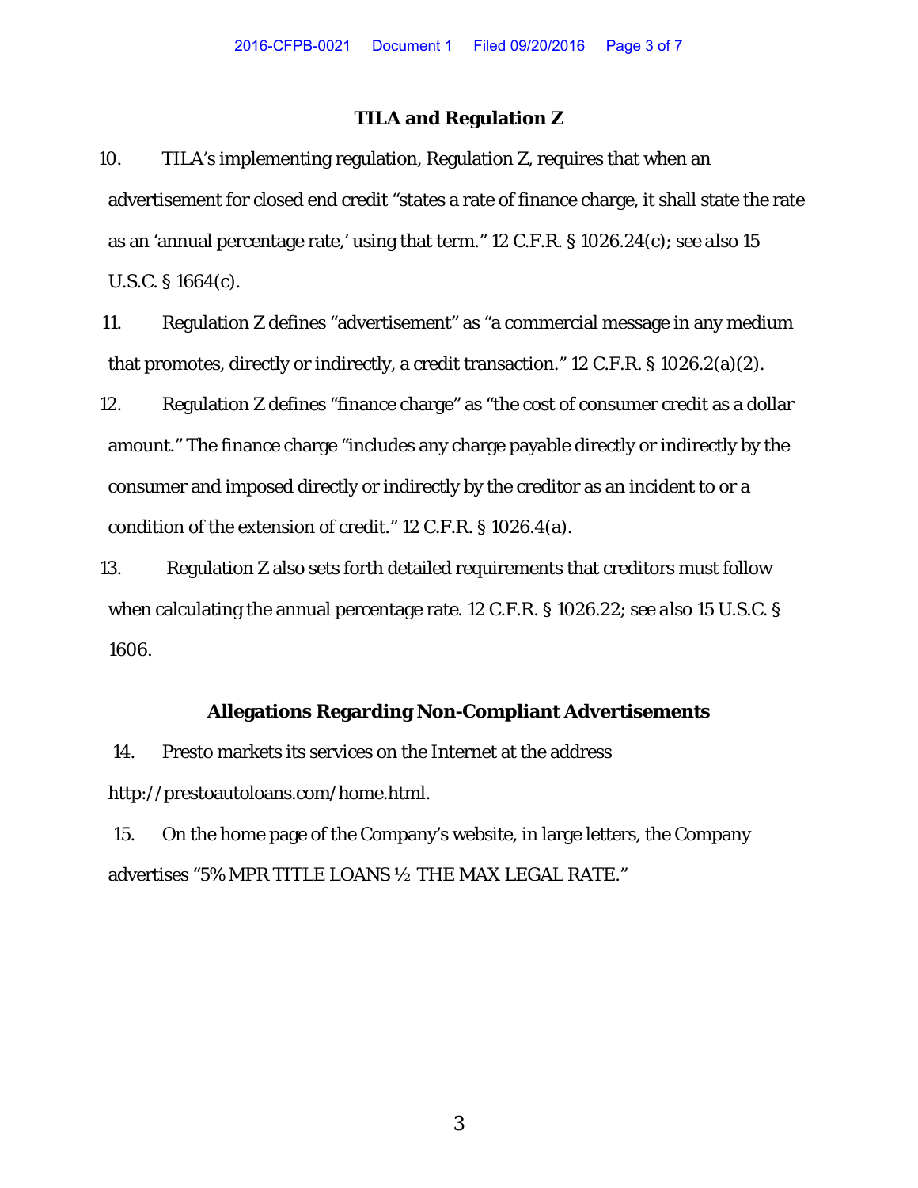### TILA and Regulation Z

10. TILA's implementing regulation, Regulation Z, requires that when an advertisement for closed end credit "states a rate of finance charge, it shall state the rate as an 'annual percentage rate,' using that term." 12 C.F.R. § 1026.24(c); *see also* 15 U.S.C. § 1664(c).

11. Regulation Z defines "advertisement" as "a commercial message in any medium that promotes, directly or indirectly, a credit transaction." 12 C.F.R. § 1026.2(a)(2).

12. Regulation Z defines "finance charge" as "the cost of consumer credit as a dollar amount." The finance charge "includes any charge payable directly or indirectly by the consumer and imposed directly or indirectly by the creditor as an incident to or a condition of the extension of credit." 12 C.F.R. § 1026.4(a).

13. Regulation Z also sets forth detailed requirements that creditors must follow when calculating the annual percentage rate. 12 C.F.R. § 1026.22; *see also* 15 U.S.C. § 1606.

### Allegations Regarding Non-Compliant Advertisements

14. Presto markets its services on the Internet at the address http://prestoautoloans.com/home.html.

15. On the home page of the Company's website, in large letters, the Company advertises "5% MPR TITLE LOANS ½ THE MAX LEGAL RATE."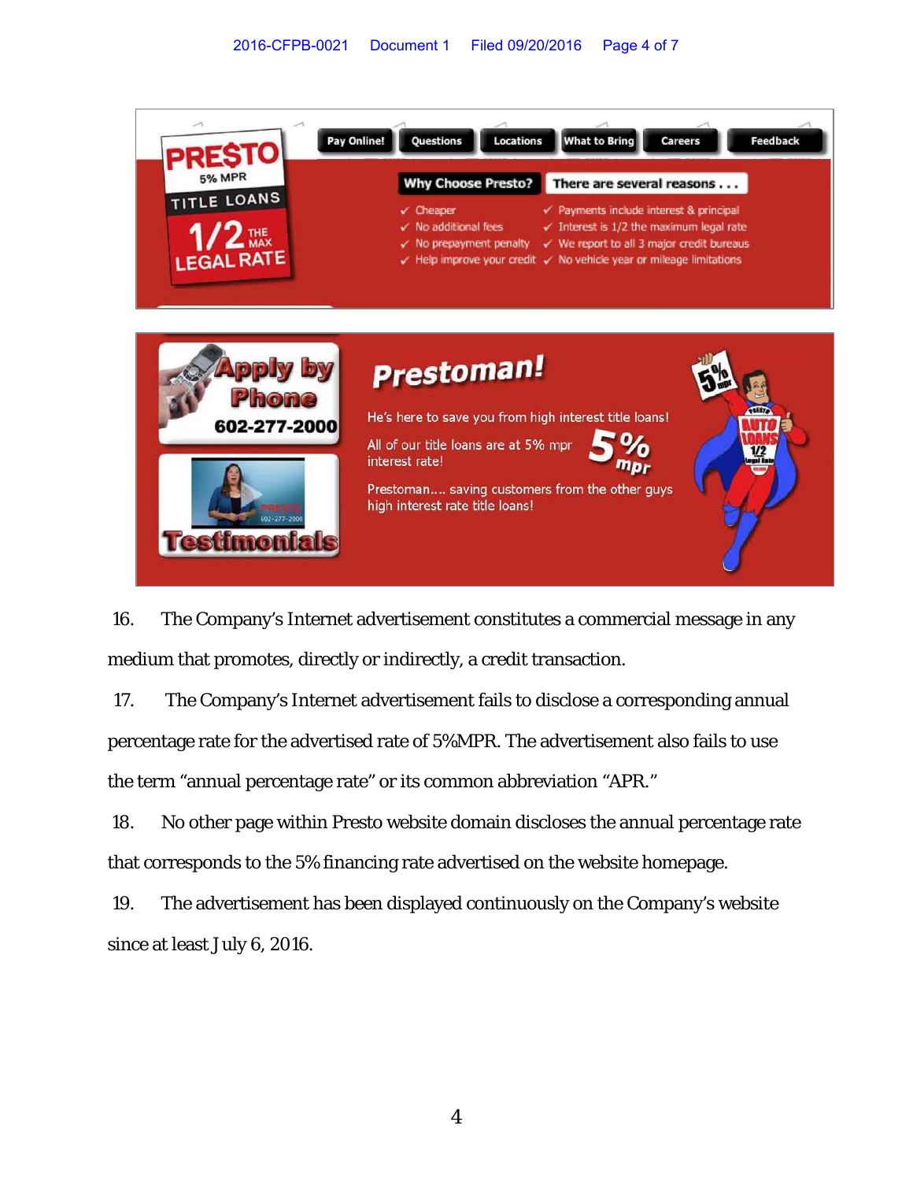16. The Company's Internet advertisement constitutes a commercial message in any medium that promotes, directly or indirectly, a credit transaction.

17. The Company's Internet advertisement fails to disclose a corresponding annual percentage rate for the advertised rate of 5%MPR. The advertisement also fails to use the term "annual percentage rate" or its common abbreviation "APR."

18. No other page within Presto website domain discloses the annual percentage rate that corresponds to the 5% financing rate advertised on the website homepage.

19. The advertisement has been displayed continuously on the Company's website since at least July 6, 2016.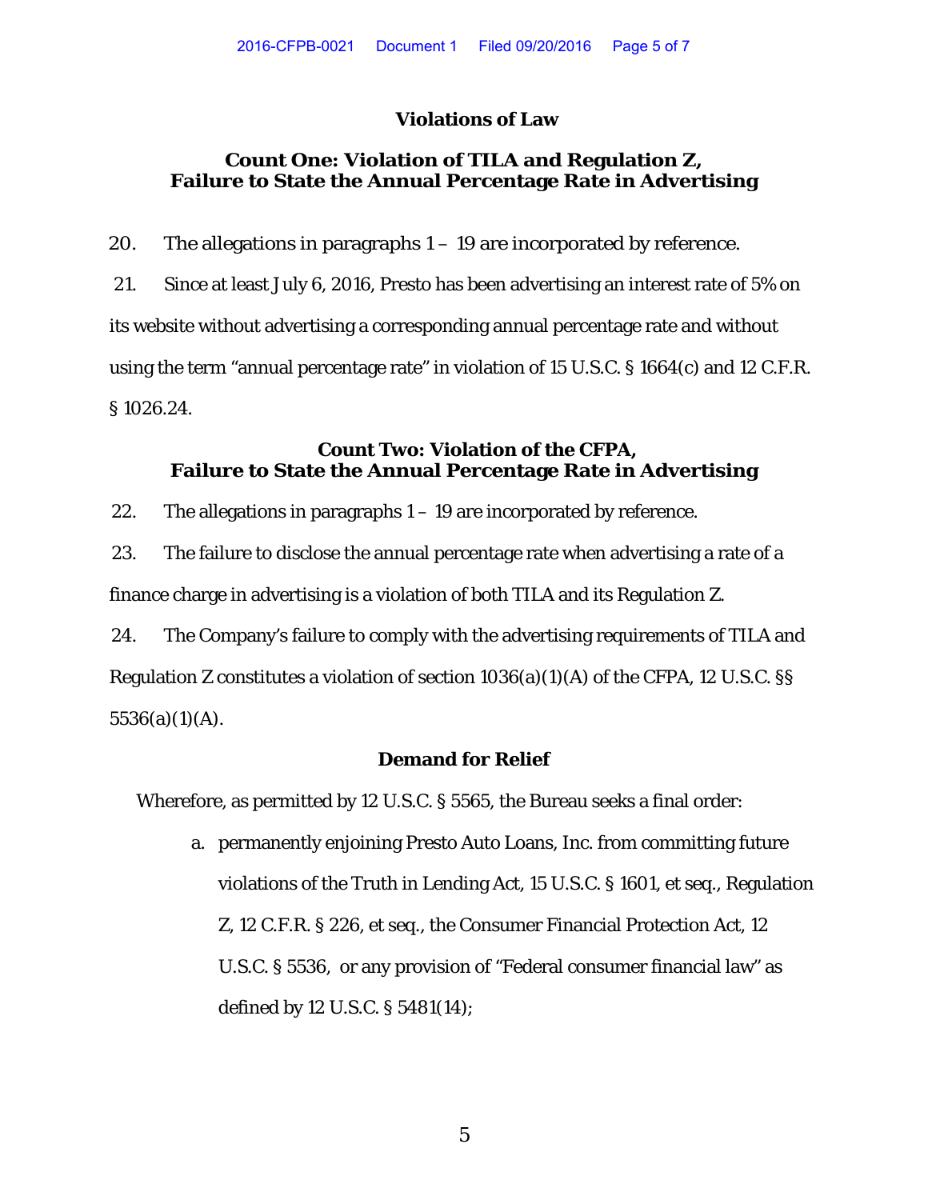## Violations of Law

### Count One: Violation of TILA and Regulation Z, Failure to State the Annual Percentage Rate in Advertising

20. The allegations in paragraphs 1 – 19 are incorporated by reference.

21. Since at least July 6, 2016, Presto has been advertising an interest rate of 5% on its website without advertising a corresponding annual percentage rate and without using the term "annual percentage rate" in violation of 15 U.S.C. § 1664(c) and 12 C.F.R. § 1026.24.

### Count Two: Violation of the CFPA, Failure to State the Annual Percentage Rate in Advertising

22. The allegations in paragraphs 1 – 19 are incorporated by reference.

23. The failure to disclose the annual percentage rate when advertising a rate of a finance charge in advertising is a violation of both TILA and its Regulation Z.

24. The Company's failure to comply with the advertising requirements of TILA and Regulation Z constitutes a violation of section 1036(a)(1)(A) of the CFPA, 12 U.S.C. §§ 5536(a)(1)(A).

## Demand for Relief

Wherefore, as permitted by 12 U.S.C. § 5565, the Bureau seeks a final order:

a. permanently enjoining Presto Auto Loans, Inc. from committing future violations of the Truth in Lending Act, 15 U.S.C. § 1601, et seq., Regulation Z, 12 C.F.R. § 226, et seq., the Consumer Financial Protection Act, 12 U.S.C. § 5536, or any provision of "Federal consumer financial law" as defined by 12 U.S.C. § 5481(14);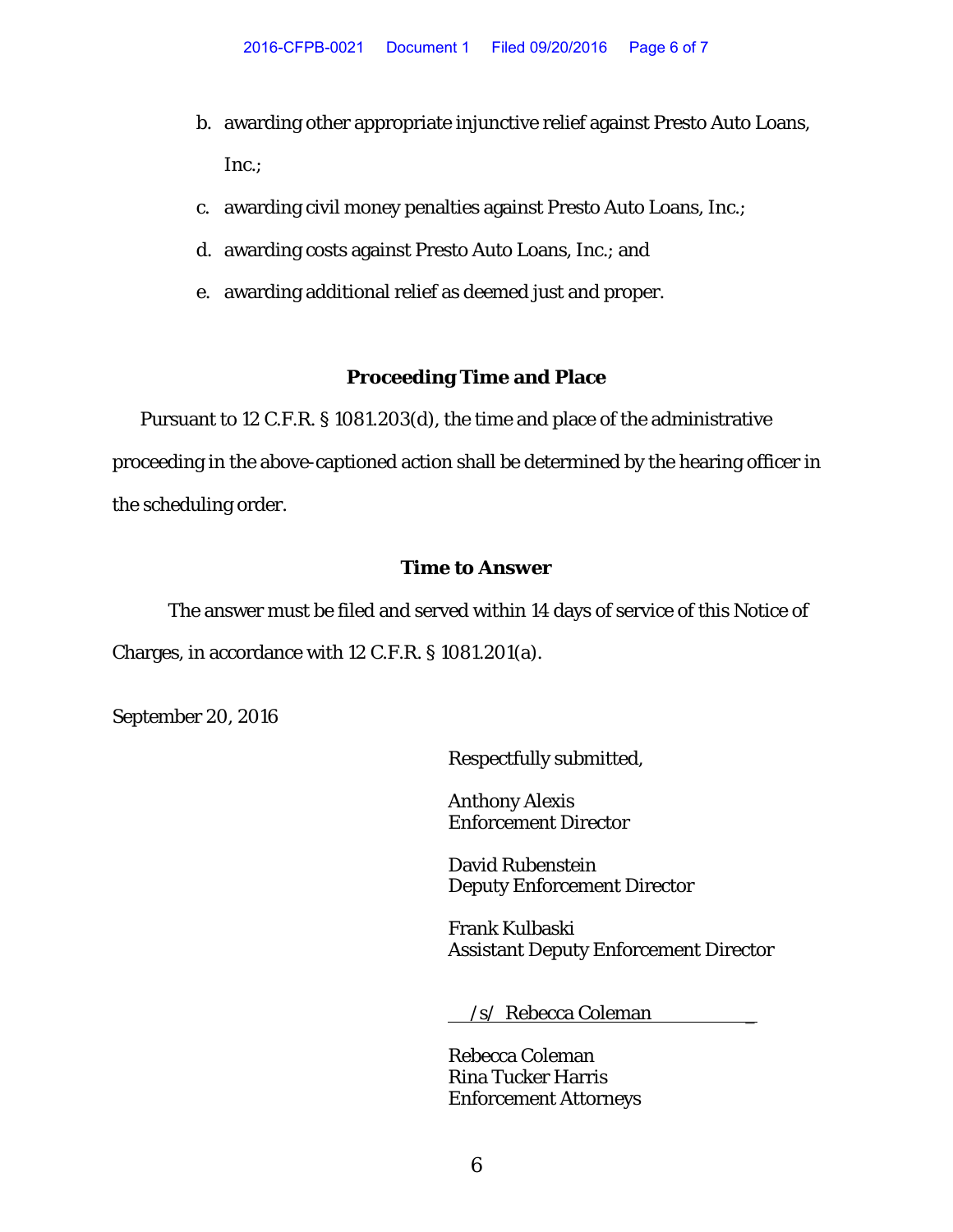b. awarding other appropriate injunctive relief against Presto Auto Loans, Inc.;
c. awarding civil money penalties against Presto Auto Loans, Inc.;
d. awarding costs against Presto Auto Loans, Inc.; and
e. awarding additional relief as deemed just and proper.

### Proceeding Time and Place

Pursuant to 12 C.F.R. § 1081.203(d), the time and place of the administrative proceeding in the above-captioned action shall be determined by the hearing officer in the scheduling order.

### Time to Answer

The answer must be filed and served within 14 days of service of this Notice of Charges, in accordance with 12 C.F.R. § 1081.201(a).

September 20, 2016

Respectfully submitted,

Anthony Alexis
Enforcement Director

David Rubenstein
Deputy Enforcement Director

Frank Kulbaski
Assistant Deputy Enforcement Director

/s/ Rebecca Coleman

Rebecca Coleman
Rina Tucker Harris
Enforcement Attorneys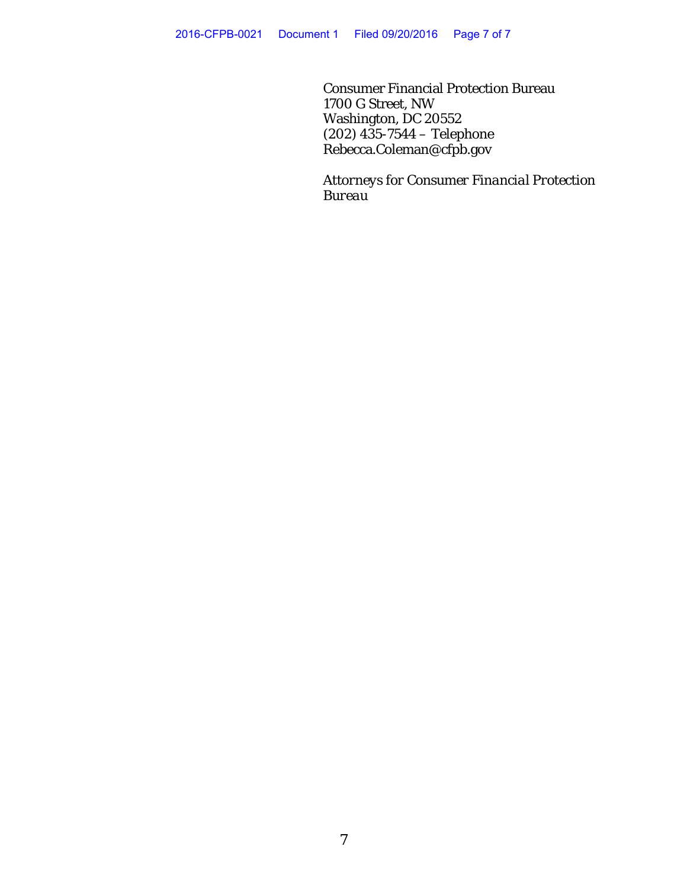Consumer Financial Protection Bureau
1700 G Street, NW
Washington, DC 20552
(202) 435-7544 – Telephone
Rebecca.Coleman@cfpb.gov

*Attorneys for Consumer Financial Protection Bureau*